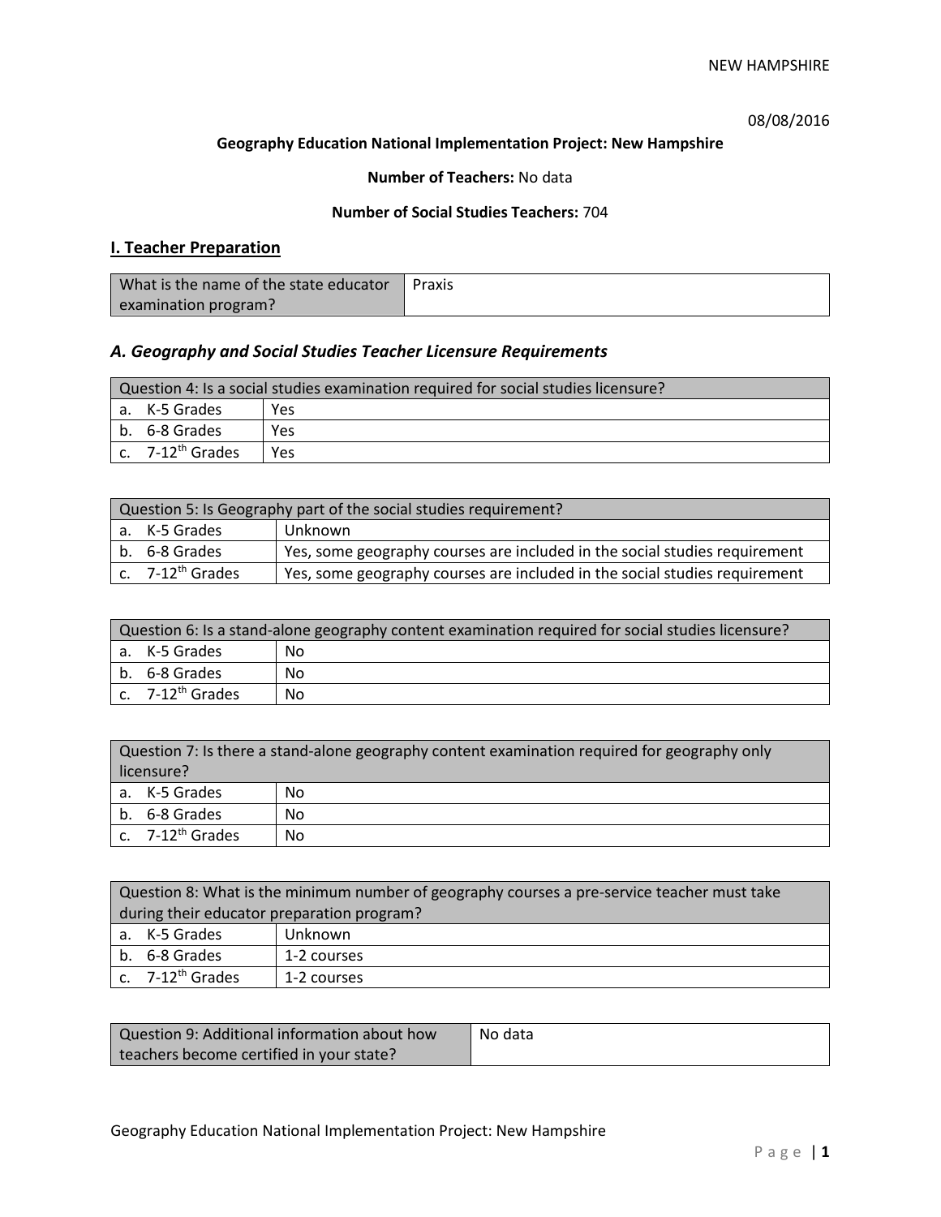08/08/2016

**Geography Education National Implementation Project: New Hampshire**

**Number of Teachers:** No data

**Number of Social Studies Teachers:** 704

## I. Teacher Preparation

| What is the name of the state educator examination program? | Praxis |
|---|---|

### *A. Geography and Social Studies Teacher Licensure Requirements*

| Question 4: Is a social studies examination required for social studies licensure? | |
|---|---|
| a. K-5 Grades | Yes |
| b. 6-8 Grades | Yes |
| c. 7-12$^{th}$ Grades | Yes |

| Question 5: Is Geography part of the social studies requirement? | |
|---|---|
| a. K-5 Grades | Unknown |
| b. 6-8 Grades | Yes, some geography courses are included in the social studies requirement |
| c. 7-12$^{th}$ Grades | Yes, some geography courses are included in the social studies requirement |

| Question 6: Is a stand-alone geography content examination required for social studies licensure? | |
|---|---|
| a. K-5 Grades | No |
| b. 6-8 Grades | No |
| c. 7-12$^{th}$ Grades | No |

| Question 7: Is there a stand-alone geography content examination required for geography only licensure? | |
|---|---|
| a. K-5 Grades | No |
| b. 6-8 Grades | No |
| c. 7-12$^{th}$ Grades | No |

| Question 8: What is the minimum number of geography courses a pre-service teacher must take during their educator preparation program? | |
|---|---|
| a. K-5 Grades | Unknown |
| b. 6-8 Grades | 1-2 courses |
| c. 7-12$^{th}$ Grades | 1-2 courses |

| Question 9: Additional information about how teachers become certified in your state? | No data |
|---|---|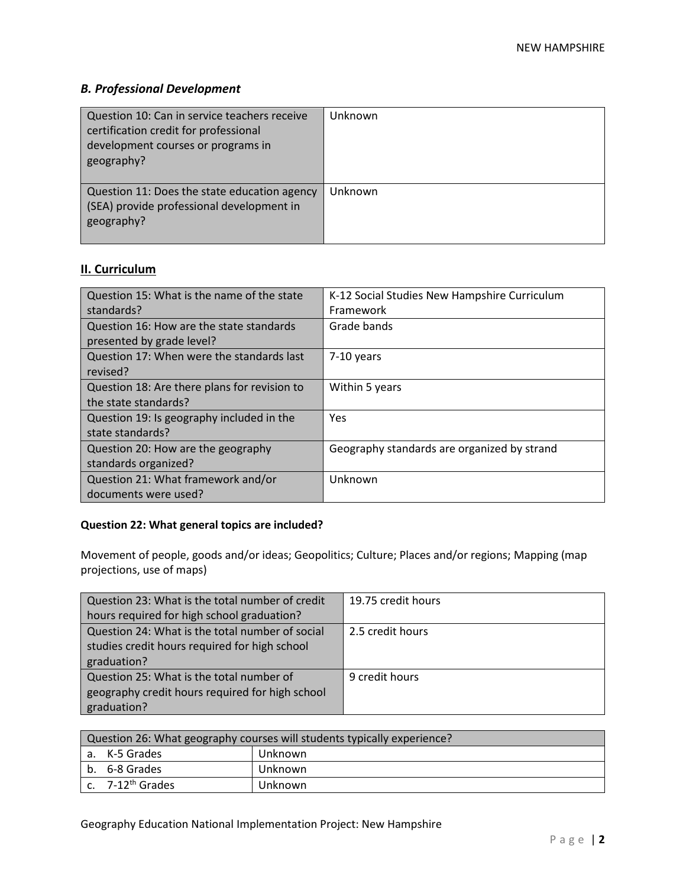### *B. Professional Development*

| | |
|---|---|
| Question 10: Can in service teachers receive certification credit for professional development courses or programs in geography? | Unknown |
| Question 11: Does the state education agency (SEA) provide professional development in geography? | Unknown |

## II. Curriculum

| | |
|---|---|
| Question 15: What is the name of the state standards? | K-12 Social Studies New Hampshire Curriculum Framework |
| Question 16: How are the state standards presented by grade level? | Grade bands |
| Question 17: When were the standards last revised? | 7-10 years |
| Question 18: Are there plans for revision to the state standards? | Within 5 years |
| Question 19: Is geography included in the state standards? | Yes |
| Question 20: How are the geography standards organized? | Geography standards are organized by strand |
| Question 21: What framework and/or documents were used? | Unknown |

**Question 22: What general topics are included?**

Movement of people, goods and/or ideas; Geopolitics; Culture; Places and/or regions; Mapping (map projections, use of maps)

| | |
|---|---|
| Question 23: What is the total number of credit hours required for high school graduation? | 19.75 credit hours |
| Question 24: What is the total number of social studies credit hours required for high school graduation? | 2.5 credit hours |
| Question 25: What is the total number of geography credit hours required for high school graduation? | 9 credit hours |

| Question 26: What geography courses will students typically experience? | |
|---|---|
| a. K-5 Grades | Unknown |
| b. 6-8 Grades | Unknown |
| c. 7-12th Grades | Unknown |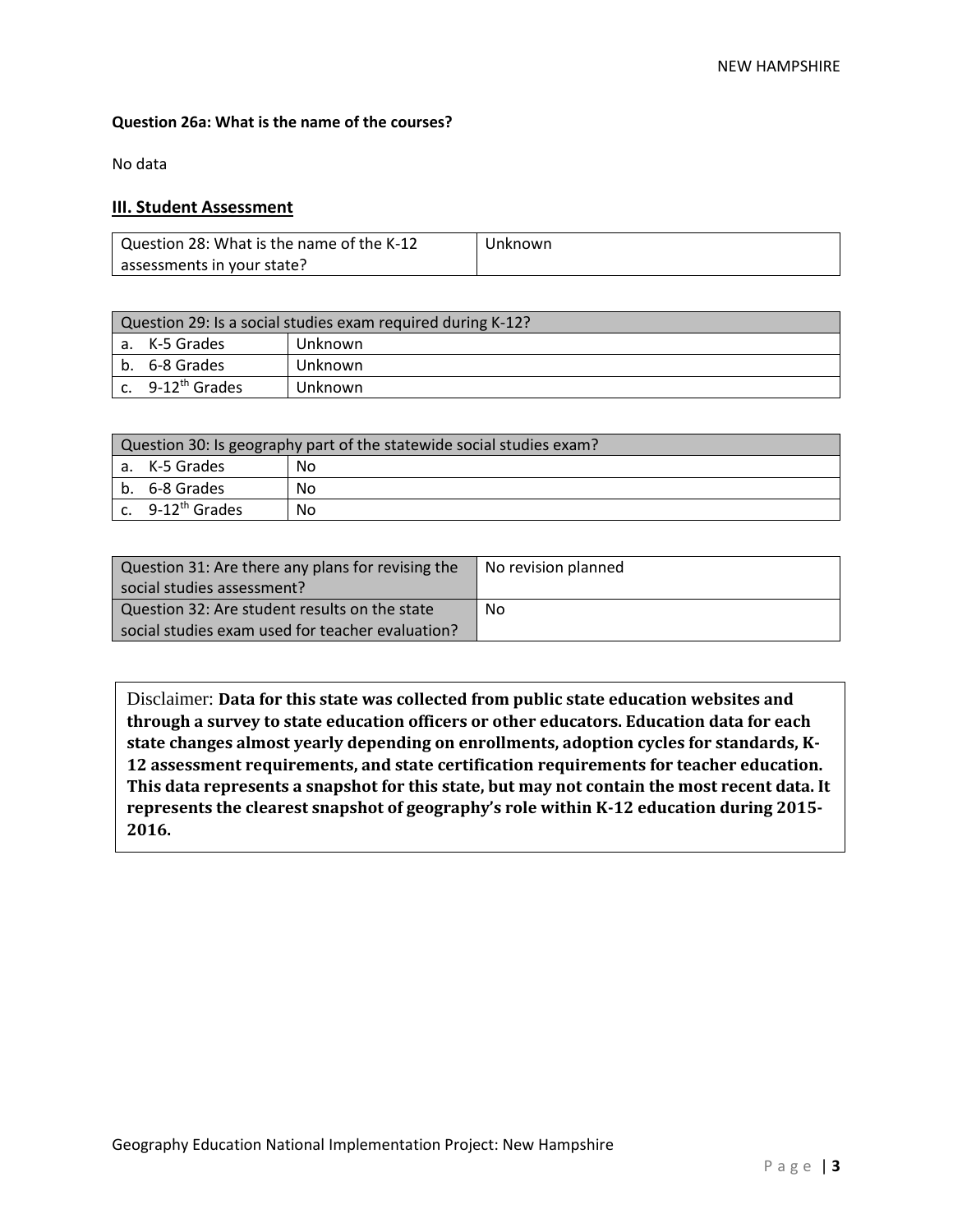**Question 26a: What is the name of the courses?**

No data

## III. Student Assessment

| | |
|---|---|
| Question 28: What is the name of the K-12 assessments in your state? | Unknown |

| Question 29: Is a social studies exam required during K-12? | |
|---|---|
| a. K-5 Grades | Unknown |
| b. 6-8 Grades | Unknown |
| c. 9-12th Grades | Unknown |

| Question 30: Is geography part of the statewide social studies exam? | |
|---|---|
| a. K-5 Grades | No |
| b. 6-8 Grades | No |
| c. 9-12th Grades | No |

| | |
|---|---|
| Question 31: Are there any plans for revising the social studies assessment? | No revision planned |
| Question 32: Are student results on the state social studies exam used for teacher evaluation? | No |

Disclaimer: **Data for this state was collected from public state education websites and through a survey to state education officers or other educators. Education data for each state changes almost yearly depending on enrollments, adoption cycles for standards, K-12 assessment requirements, and state certification requirements for teacher education. This data represents a snapshot for this state, but may not contain the most recent data. It represents the clearest snapshot of geography's role within K-12 education during 2015-2016.**